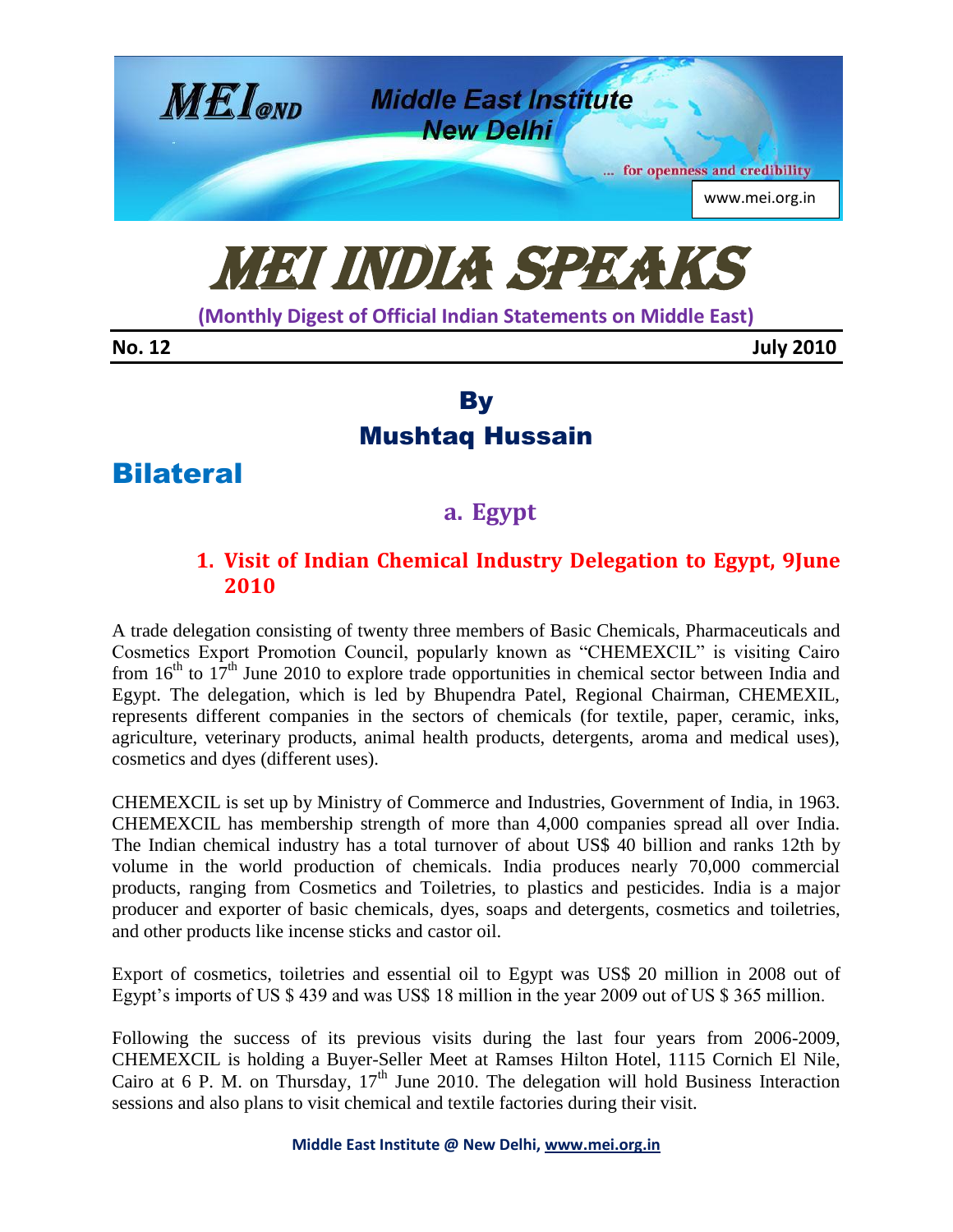# MEI INDIA SPEAKS

**(Monthly Digest of Official Indian Statements on Middle East)**

**No. 12** **July 2010**

## By Mushtaq Hussain

# Bilateral

## a. Egypt

### 1. Visit of Indian Chemical Industry Delegation to Egypt, 9June 2010

A trade delegation consisting of twenty three members of Basic Chemicals, Pharmaceuticals and Cosmetics Export Promotion Council, popularly known as "CHEMEXCIL" is visiting Cairo from 16th to 17th June 2010 to explore trade opportunities in chemical sector between India and Egypt. The delegation, which is led by Bhupendra Patel, Regional Chairman, CHEMEXIL, represents different companies in the sectors of chemicals (for textile, paper, ceramic, inks, agriculture, veterinary products, animal health products, detergents, aroma and medical uses), cosmetics and dyes (different uses).

CHEMEXCIL is set up by Ministry of Commerce and Industries, Government of India, in 1963. CHEMEXCIL has membership strength of more than 4,000 companies spread all over India. The Indian chemical industry has a total turnover of about US$ 40 billion and ranks 12th by volume in the world production of chemicals. India produces nearly 70,000 commercial products, ranging from Cosmetics and Toiletries, to plastics and pesticides. India is a major producer and exporter of basic chemicals, dyes, soaps and detergents, cosmetics and toiletries, and other products like incense sticks and castor oil.

Export of cosmetics, toiletries and essential oil to Egypt was US$ 20 million in 2008 out of Egypt's imports of US $ 439 and was US$ 18 million in the year 2009 out of US $ 365 million.

Following the success of its previous visits during the last four years from 2006-2009, CHEMEXCIL is holding a Buyer-Seller Meet at Ramses Hilton Hotel, 1115 Cornich El Nile, Cairo at 6 P. M. on Thursday, 17th June 2010. The delegation will hold Business Interaction sessions and also plans to visit chemical and textile factories during their visit.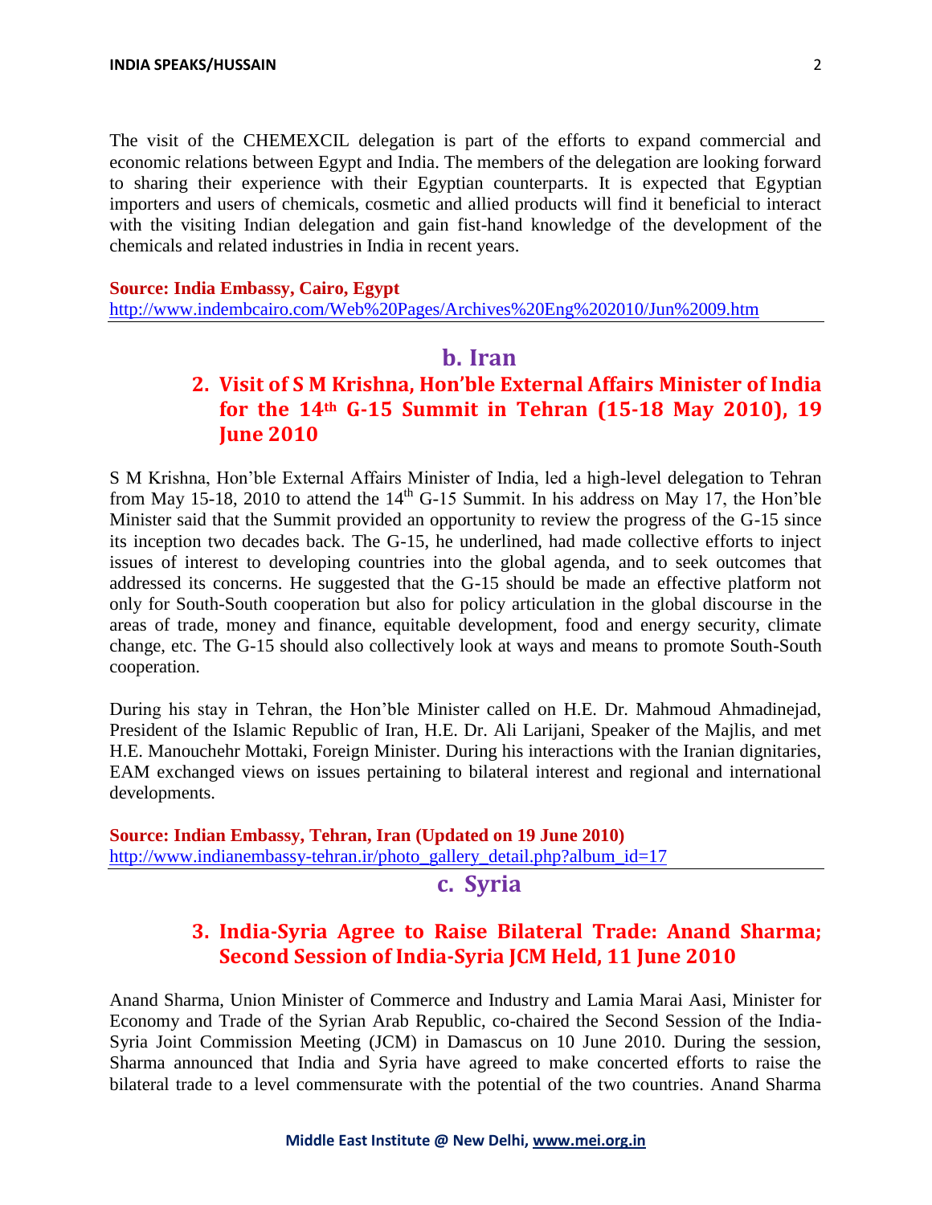The visit of the CHEMEXCIL delegation is part of the efforts to expand commercial and economic relations between Egypt and India. The members of the delegation are looking forward to sharing their experience with their Egyptian counterparts. It is expected that Egyptian importers and users of chemicals, cosmetic and allied products will find it beneficial to interact with the visiting Indian delegation and gain fist-hand knowledge of the development of the chemicals and related industries in India in recent years.

**Source: India Embassy, Cairo, Egypt**
http://www.indembcairo.com/Web%20Pages/Archives%20Eng%202010/Jun%2009.htm

## b. Iran

### 2. Visit of S M Krishna, Hon'ble External Affairs Minister of India for the 14th G-15 Summit in Tehran (15-18 May 2010), 19 June 2010

S M Krishna, Hon'ble External Affairs Minister of India, led a high-level delegation to Tehran from May 15-18, 2010 to attend the 14th G-15 Summit. In his address on May 17, the Hon'ble Minister said that the Summit provided an opportunity to review the progress of the G-15 since its inception two decades back. The G-15, he underlined, had made collective efforts to inject issues of interest to developing countries into the global agenda, and to seek outcomes that addressed its concerns. He suggested that the G-15 should be made an effective platform not only for South-South cooperation but also for policy articulation in the global discourse in the areas of trade, money and finance, equitable development, food and energy security, climate change, etc. The G-15 should also collectively look at ways and means to promote South-South cooperation.

During his stay in Tehran, the Hon'ble Minister called on H.E. Dr. Mahmoud Ahmadinejad, President of the Islamic Republic of Iran, H.E. Dr. Ali Larijani, Speaker of the Majlis, and met H.E. Manouchehr Mottaki, Foreign Minister. During his interactions with the Iranian dignitaries, EAM exchanged views on issues pertaining to bilateral interest and regional and international developments.

**Source: Indian Embassy, Tehran, Iran (Updated on 19 June 2010)**
http://www.indianembassy-tehran.ir/photo_gallery_detail.php?album_id=17

## c. Syria

### 3. India-Syria Agree to Raise Bilateral Trade: Anand Sharma; Second Session of India-Syria JCM Held, 11 June 2010

Anand Sharma, Union Minister of Commerce and Industry and Lamia Marai Aasi, Minister for Economy and Trade of the Syrian Arab Republic, co-chaired the Second Session of the India-Syria Joint Commission Meeting (JCM) in Damascus on 10 June 2010. During the session, Sharma announced that India and Syria have agreed to make concerted efforts to raise the bilateral trade to a level commensurate with the potential of the two countries. Anand Sharma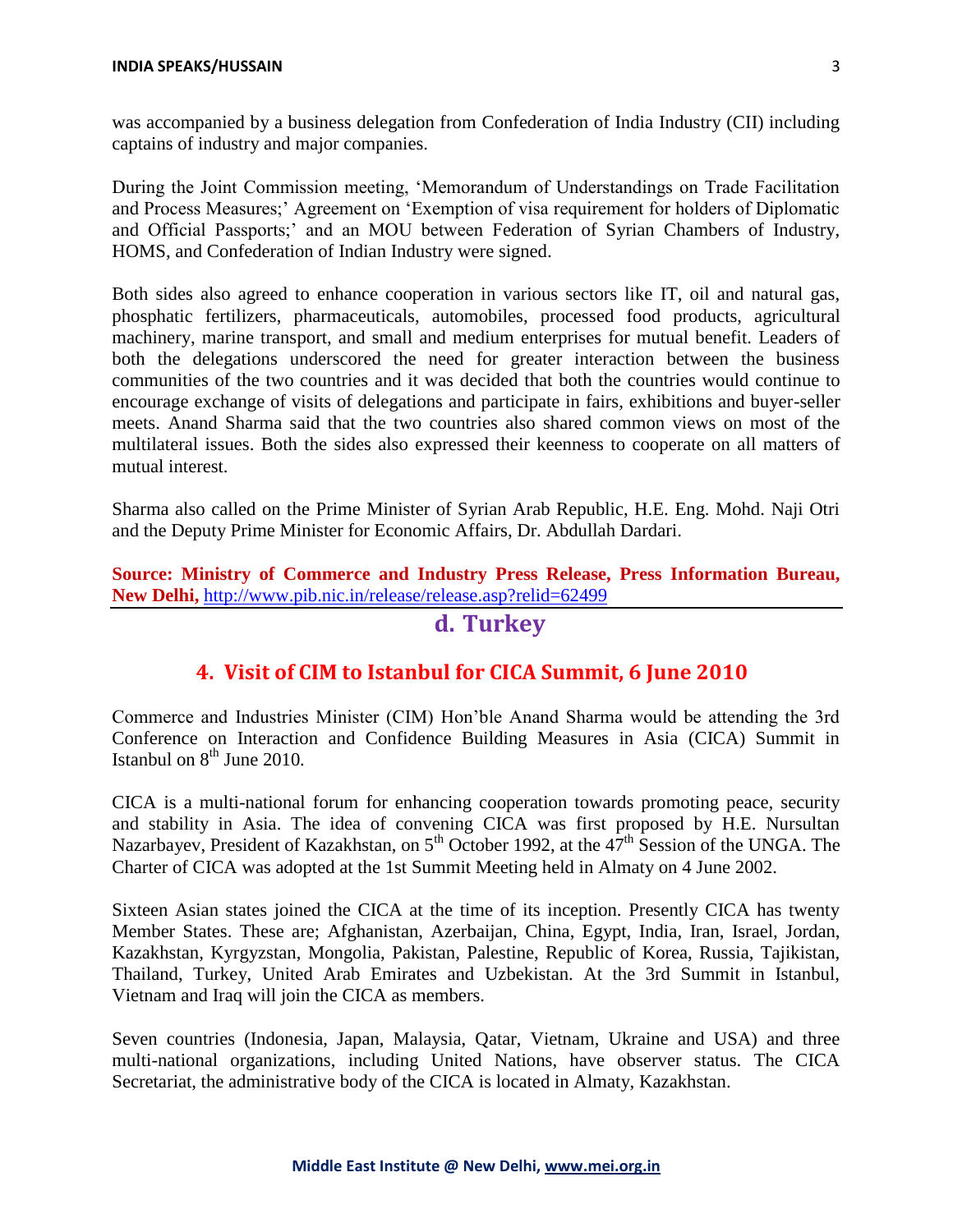was accompanied by a business delegation from Confederation of India Industry (CII) including captains of industry and major companies.

During the Joint Commission meeting, 'Memorandum of Understandings on Trade Facilitation and Process Measures;' Agreement on 'Exemption of visa requirement for holders of Diplomatic and Official Passports;' and an MOU between Federation of Syrian Chambers of Industry, HOMS, and Confederation of Indian Industry were signed.

Both sides also agreed to enhance cooperation in various sectors like IT, oil and natural gas, phosphatic fertilizers, pharmaceuticals, automobiles, processed food products, agricultural machinery, marine transport, and small and medium enterprises for mutual benefit. Leaders of both the delegations underscored the need for greater interaction between the business communities of the two countries and it was decided that both the countries would continue to encourage exchange of visits of delegations and participate in fairs, exhibitions and buyer-seller meets. Anand Sharma said that the two countries also shared common views on most of the multilateral issues. Both the sides also expressed their keenness to cooperate on all matters of mutual interest.

Sharma also called on the Prime Minister of Syrian Arab Republic, H.E. Eng. Mohd. Naji Otri and the Deputy Prime Minister for Economic Affairs, Dr. Abdullah Dardari.

**Source: Ministry of Commerce and Industry Press Release, Press Information Bureau, New Delhi,** http://www.pib.nic.in/release/release.asp?relid=62499

## d. Turkey

### 4. Visit of CIM to Istanbul for CICA Summit, 6 June 2010

Commerce and Industries Minister (CIM) Hon'ble Anand Sharma would be attending the 3rd Conference on Interaction and Confidence Building Measures in Asia (CICA) Summit in Istanbul on 8th June 2010.

CICA is a multi-national forum for enhancing cooperation towards promoting peace, security and stability in Asia. The idea of convening CICA was first proposed by H.E. Nursultan Nazarbayev, President of Kazakhstan, on 5th October 1992, at the 47th Session of the UNGA. The Charter of CICA was adopted at the 1st Summit Meeting held in Almaty on 4 June 2002.

Sixteen Asian states joined the CICA at the time of its inception. Presently CICA has twenty Member States. These are; Afghanistan, Azerbaijan, China, Egypt, India, Iran, Israel, Jordan, Kazakhstan, Kyrgyzstan, Mongolia, Pakistan, Palestine, Republic of Korea, Russia, Tajikistan, Thailand, Turkey, United Arab Emirates and Uzbekistan. At the 3rd Summit in Istanbul, Vietnam and Iraq will join the CICA as members.

Seven countries (Indonesia, Japan, Malaysia, Qatar, Vietnam, Ukraine and USA) and three multi-national organizations, including United Nations, have observer status. The CICA Secretariat, the administrative body of the CICA is located in Almaty, Kazakhstan.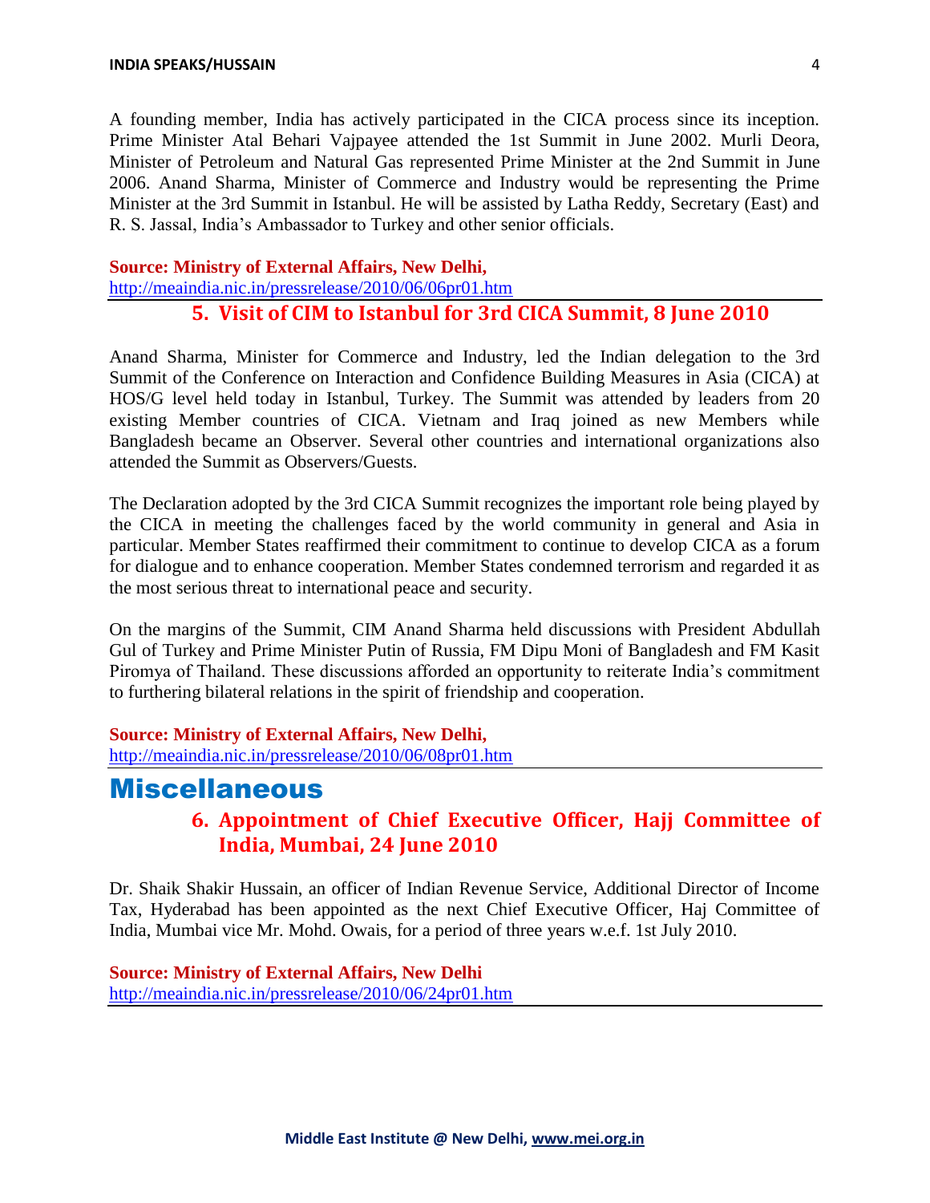A founding member, India has actively participated in the CICA process since its inception. Prime Minister Atal Behari Vajpayee attended the 1st Summit in June 2002. Murli Deora, Minister of Petroleum and Natural Gas represented Prime Minister at the 2nd Summit in June 2006. Anand Sharma, Minister of Commerce and Industry would be representing the Prime Minister at the 3rd Summit in Istanbul. He will be assisted by Latha Reddy, Secretary (East) and R. S. Jassal, India's Ambassador to Turkey and other senior officials.

**Source: Ministry of External Affairs, New Delhi,**
http://meaindia.nic.in/pressrelease/2010/06/06pr01.htm

### 5. Visit of CIM to Istanbul for 3rd CICA Summit, 8 June 2010

Anand Sharma, Minister for Commerce and Industry, led the Indian delegation to the 3rd Summit of the Conference on Interaction and Confidence Building Measures in Asia (CICA) at HOS/G level held today in Istanbul, Turkey. The Summit was attended by leaders from 20 existing Member countries of CICA. Vietnam and Iraq joined as new Members while Bangladesh became an Observer. Several other countries and international organizations also attended the Summit as Observers/Guests.

The Declaration adopted by the 3rd CICA Summit recognizes the important role being played by the CICA in meeting the challenges faced by the world community in general and Asia in particular. Member States reaffirmed their commitment to continue to develop CICA as a forum for dialogue and to enhance cooperation. Member States condemned terrorism and regarded it as the most serious threat to international peace and security.

On the margins of the Summit, CIM Anand Sharma held discussions with President Abdullah Gul of Turkey and Prime Minister Putin of Russia, FM Dipu Moni of Bangladesh and FM Kasit Piromya of Thailand. These discussions afforded an opportunity to reiterate India's commitment to furthering bilateral relations in the spirit of friendship and cooperation.

**Source: Ministry of External Affairs, New Delhi,**
http://meaindia.nic.in/pressrelease/2010/06/08pr01.htm

## Miscellaneous

### 6. Appointment of Chief Executive Officer, Hajj Committee of India, Mumbai, 24 June 2010

Dr. Shaik Shakir Hussain, an officer of Indian Revenue Service, Additional Director of Income Tax, Hyderabad has been appointed as the next Chief Executive Officer, Haj Committee of India, Mumbai vice Mr. Mohd. Owais, for a period of three years w.e.f. 1st July 2010.

**Source: Ministry of External Affairs, New Delhi**
http://meaindia.nic.in/pressrelease/2010/06/24pr01.htm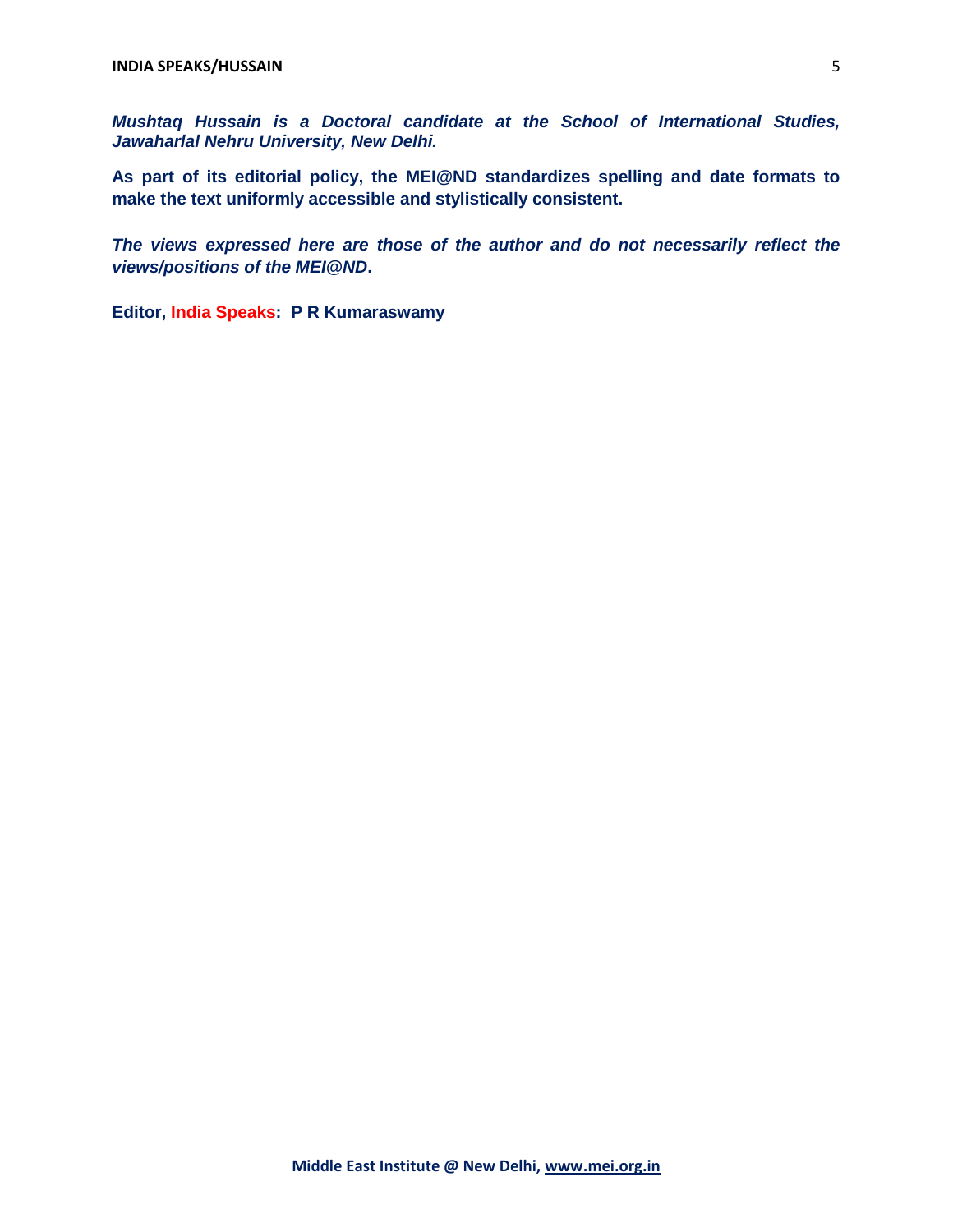***Mushtaq Hussain is a Doctoral candidate at the School of International Studies, Jawaharlal Nehru University, New Delhi.***

**As part of its editorial policy, the MEI@ND standardizes spelling and date formats to make the text uniformly accessible and stylistically consistent.**

***The views expressed here are those of the author and do not necessarily reflect the views/positions of the MEI@ND.***

**Editor, India Speaks: P R Kumaraswamy**